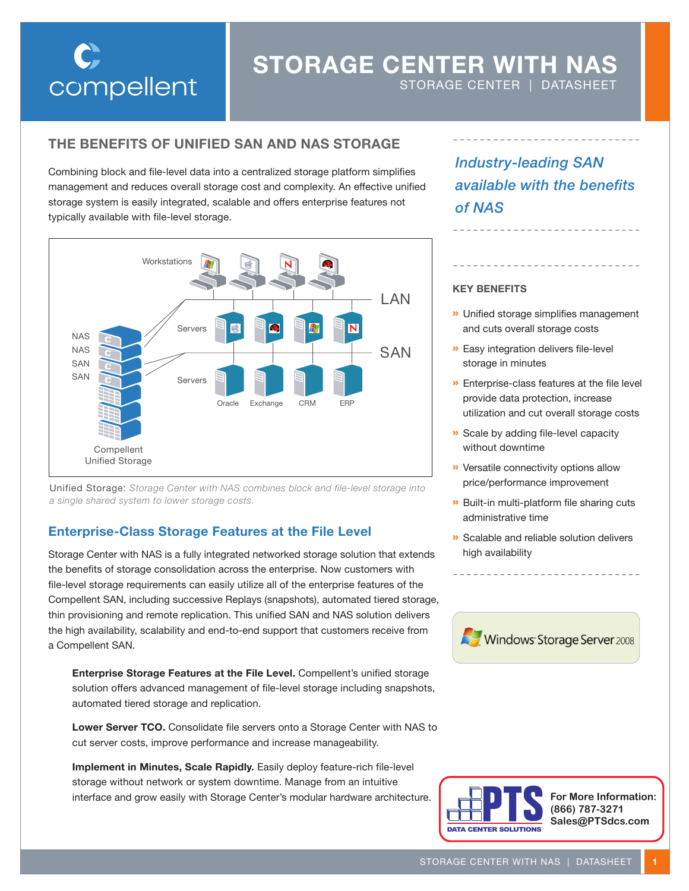# STORAGE CENTER WITH NAS

STORAGE CENTER | DATASHEET

## THE BENEFITS OF UNIFIED SAN AND NAS STORAGE

Combining block and file-level data into a centralized storage platform simplifies management and reduces overall storage cost and complexity. An effective unified storage system is easily integrated, scalable and offers enterprise features not typically available with file-level storage.

Unified Storage: *Storage Center with NAS combines block and file-level storage into a single shared system to lower storage costs.*

## Enterprise-Class Storage Features at the File Level

Storage Center with NAS is a fully integrated networked storage solution that extends the benefits of storage consolidation across the enterprise. Now customers with file-level storage requirements can easily utilize all of the enterprise features of the Compellent SAN, including successive Replays (snapshots), automated tiered storage, thin provisioning and remote replication. This unified SAN and NAS solution delivers the high availability, scalability and end-to-end support that customers receive from a Compellent SAN.

**Enterprise Storage Features at the File Level.** Compellent's unified storage solution offers advanced management of file-level storage including snapshots, automated tiered storage and replication.

**Lower Server TCO.** Consolidate file servers onto a Storage Center with NAS to cut server costs, improve performance and increase manageability.

**Implement in Minutes, Scale Rapidly.** Easily deploy feature-rich file-level storage without network or system downtime. Manage from an intuitive interface and grow easily with Storage Center's modular hardware architecture.

*Industry-leading SAN available with the benefits of NAS*

### KEY BENEFITS

- Unified storage simplifies management and cuts overall storage costs
- Easy integration delivers file-level storage in minutes
- Enterprise-class features at the file level provide data protection, increase utilization and cut overall storage costs
- Scale by adding file-level capacity without downtime
- Versatile connectivity options allow price/performance improvement
- Built-in multi-platform file sharing cuts administrative time
- Scalable and reliable solution delivers high availability

Windows Storage Server 2008

For More Information:
(866) 787-3271
Sales@PTSdcs.com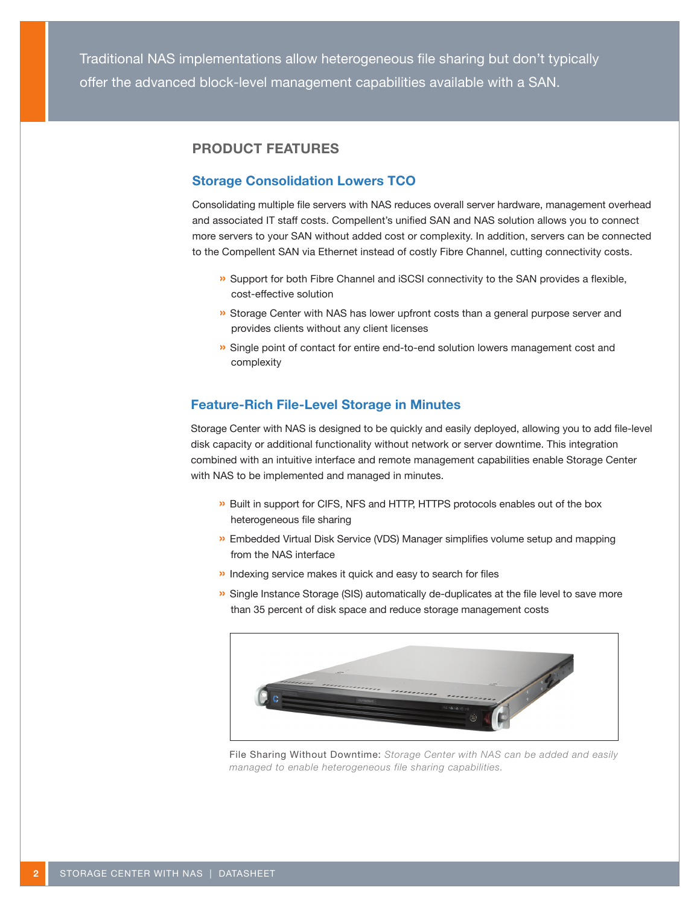Traditional NAS implementations allow heterogeneous file sharing but don't typically offer the advanced block-level management capabilities available with a SAN.

## PRODUCT FEATURES

### Storage Consolidation Lowers TCO

Consolidating multiple file servers with NAS reduces overall server hardware, management overhead and associated IT staff costs. Compellent's unified SAN and NAS solution allows you to connect more servers to your SAN without added cost or complexity. In addition, servers can be connected to the Compellent SAN via Ethernet instead of costly Fibre Channel, cutting connectivity costs.

- Support for both Fibre Channel and iSCSI connectivity to the SAN provides a flexible, cost-effective solution
- Storage Center with NAS has lower upfront costs than a general purpose server and provides clients without any client licenses
- Single point of contact for entire end-to-end solution lowers management cost and complexity

### Feature-Rich File-Level Storage in Minutes

Storage Center with NAS is designed to be quickly and easily deployed, allowing you to add file-level disk capacity or additional functionality without network or server downtime. This integration combined with an intuitive interface and remote management capabilities enable Storage Center with NAS to be implemented and managed in minutes.

- Built in support for CIFS, NFS and HTTP, HTTPS protocols enables out of the box heterogeneous file sharing
- Embedded Virtual Disk Service (VDS) Manager simplifies volume setup and mapping from the NAS interface
- Indexing service makes it quick and easy to search for files
- Single Instance Storage (SIS) automatically de-duplicates at the file level to save more than 35 percent of disk space and reduce storage management costs

File Sharing Without Downtime: *Storage Center with NAS can be added and easily managed to enable heterogeneous file sharing capabilities.*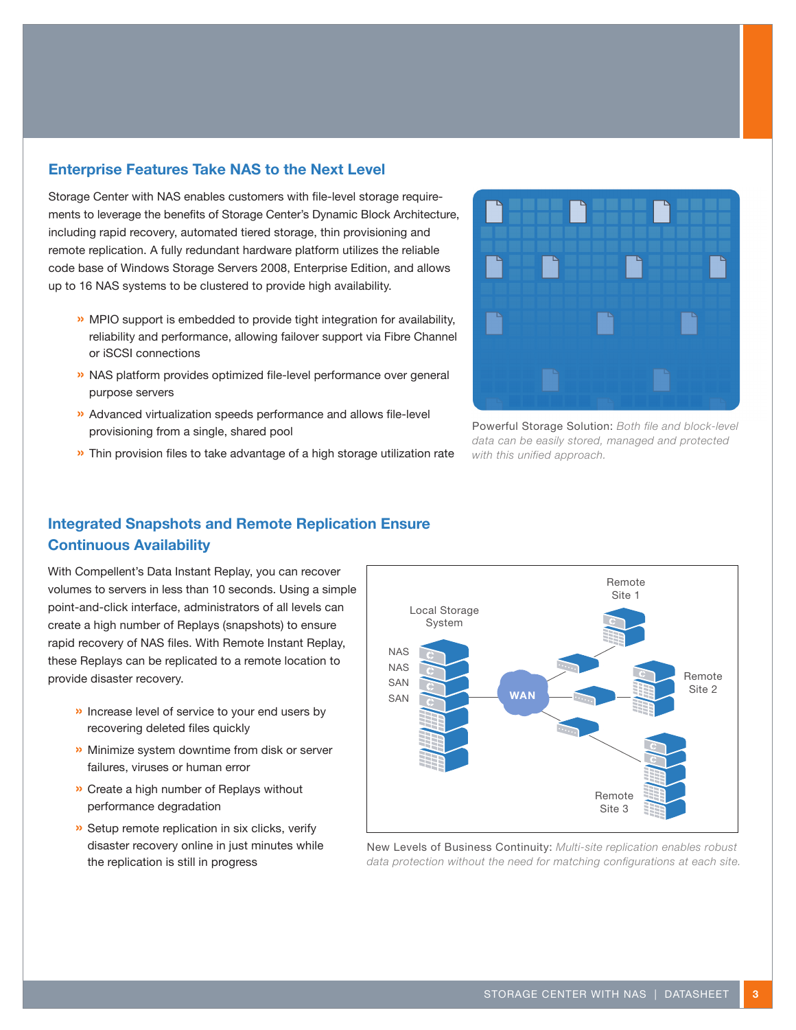## Enterprise Features Take NAS to the Next Level

Storage Center with NAS enables customers with file-level storage requirements to leverage the benefits of Storage Center's Dynamic Block Architecture, including rapid recovery, automated tiered storage, thin provisioning and remote replication. A fully redundant hardware platform utilizes the reliable code base of Windows Storage Servers 2008, Enterprise Edition, and allows up to 16 NAS systems to be clustered to provide high availability.

- MPIO support is embedded to provide tight integration for availability, reliability and performance, allowing failover support via Fibre Channel or iSCSI connections
- NAS platform provides optimized file-level performance over general purpose servers
- Advanced virtualization speeds performance and allows file-level provisioning from a single, shared pool
- Thin provision files to take advantage of a high storage utilization rate

Powerful Storage Solution: *Both file and block-level data can be easily stored, managed and protected with this unified approach.*

## Integrated Snapshots and Remote Replication Ensure Continuous Availability

With Compellent's Data Instant Replay, you can recover volumes to servers in less than 10 seconds. Using a simple point-and-click interface, administrators of all levels can create a high number of Replays (snapshots) to ensure rapid recovery of NAS files. With Remote Instant Replay, these Replays can be replicated to a remote location to provide disaster recovery.

- Increase level of service to your end users by recovering deleted files quickly
- Minimize system downtime from disk or server failures, viruses or human error
- Create a high number of Replays without performance degradation
- Setup remote replication in six clicks, verify disaster recovery online in just minutes while the replication is still in progress

New Levels of Business Continuity: *Multi-site replication enables robust data protection without the need for matching configurations at each site.*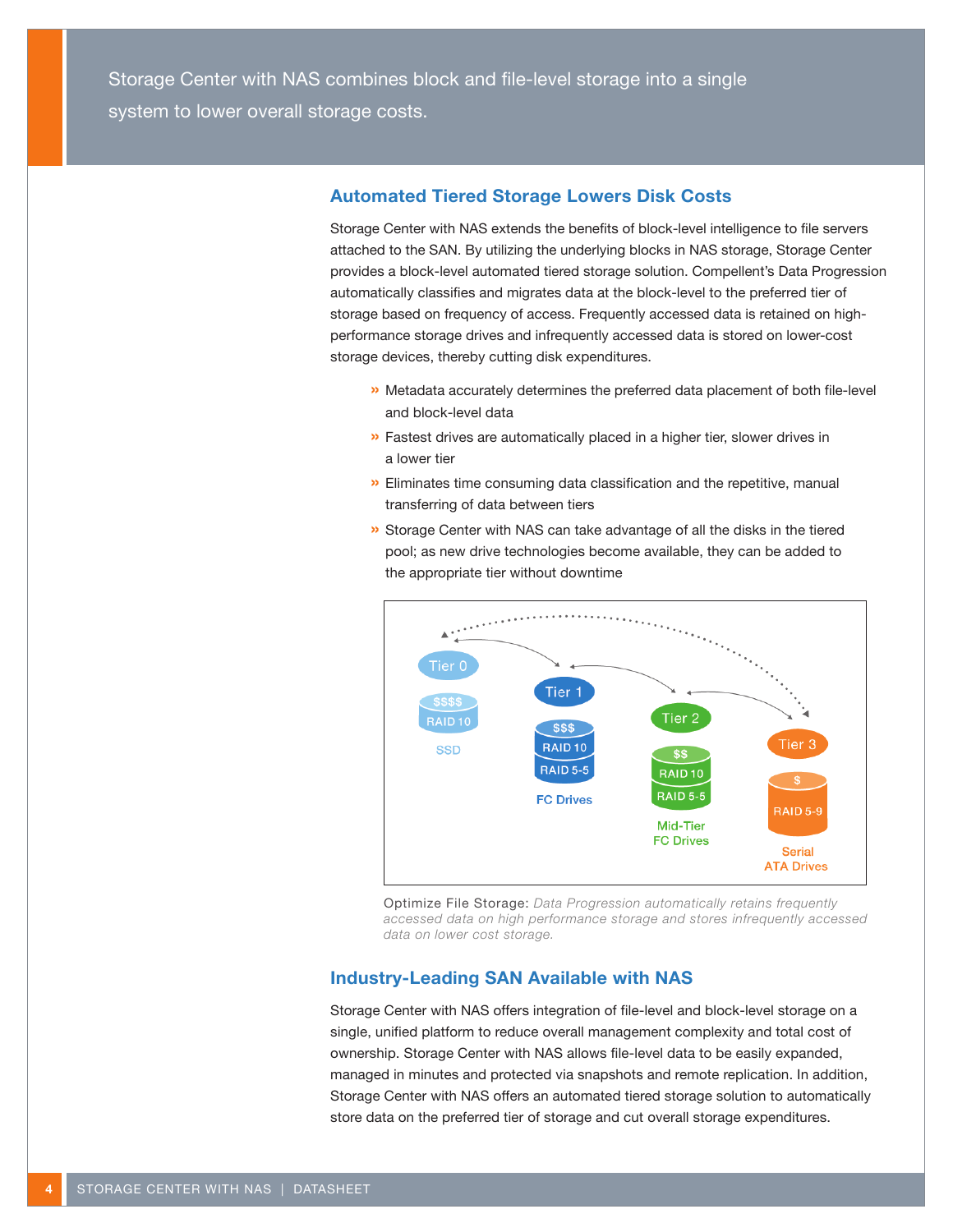Storage Center with NAS combines block and file-level storage into a single system to lower overall storage costs.

## Automated Tiered Storage Lowers Disk Costs

Storage Center with NAS extends the benefits of block-level intelligence to file servers attached to the SAN. By utilizing the underlying blocks in NAS storage, Storage Center provides a block-level automated tiered storage solution. Compellent's Data Progression automatically classifies and migrates data at the block-level to the preferred tier of storage based on frequency of access. Frequently accessed data is retained on high-performance storage drives and infrequently accessed data is stored on lower-cost storage devices, thereby cutting disk expenditures.

- Metadata accurately determines the preferred data placement of both file-level and block-level data
- Fastest drives are automatically placed in a higher tier, slower drives in a lower tier
- Eliminates time consuming data classification and the repetitive, manual transferring of data between tiers
- Storage Center with NAS can take advantage of all the disks in the tiered pool; as new drive technologies become available, they can be added to the appropriate tier without downtime

Tier 0 — $$$$ — RAID 10 — SSD

Tier 1 — $$$ — RAID 10, RAID 5-5 — FC Drives

Tier 2 — $$ — RAID 10, RAID 5-5 — Mid-Tier FC Drives

Tier 3 — $ — RAID 5-9 — Serial ATA Drives

Optimize File Storage: *Data Progression automatically retains frequently accessed data on high performance storage and stores infrequently accessed data on lower cost storage.*

## Industry-Leading SAN Available with NAS

Storage Center with NAS offers integration of file-level and block-level storage on a single, unified platform to reduce overall management complexity and total cost of ownership. Storage Center with NAS allows file-level data to be easily expanded, managed in minutes and protected via snapshots and remote replication. In addition, Storage Center with NAS offers an automated tiered storage solution to automatically store data on the preferred tier of storage and cut overall storage expenditures.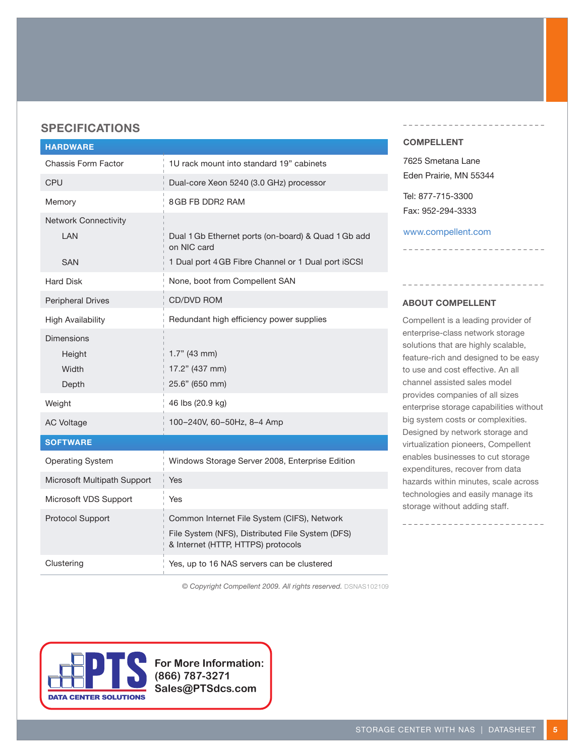## SPECIFICATIONS

| HARDWARE | |
|---|---|
| Chassis Form Factor | 1U rack mount into standard 19” cabinets |
| CPU | Dual-core Xeon 5240 (3.0 GHz) processor |
| Memory | 8 GB FB DDR2 RAM |
| Network Connectivity | |
| LAN | Dual 1 Gb Ethernet ports (on-board) & Quad 1 Gb add on NIC card |
| SAN | 1 Dual port 4 GB Fibre Channel or 1 Dual port iSCSI |
| Hard Disk | None, boot from Compellent SAN |
| Peripheral Drives | CD/DVD ROM |
| High Availability | Redundant high efficiency power supplies |
| Dimensions | |
| Height | 1.7” (43 mm) |
| Width | 17.2” (437 mm) |
| Depth | 25.6” (650 mm) |
| Weight | 46 lbs (20.9 kg) |
| AC Voltage | 100–240V, 60–50Hz, 8–4 Amp |
| **SOFTWARE** | |
| Operating System | Windows Storage Server 2008, Enterprise Edition |
| Microsoft Multipath Support | Yes |
| Microsoft VDS Support | Yes |
| Protocol Support | Common Internet File System (CIFS), Network File System (NFS), Distributed File System (DFS) & Internet (HTTP, HTTPS) protocols |
| Clustering | Yes, up to 16 NAS servers can be clustered |

*© Copyright Compellent 2009. All rights reserved.* DSNAS102109

### COMPELLENT

7625 Smetana Lane
Eden Prairie, MN 55344

Tel: 877-715-3300
Fax: 952-294-3333

www.compellent.com

### ABOUT COMPELLENT

Compellent is a leading provider of enterprise-class network storage solutions that are highly scalable, feature-rich and designed to be easy to use and cost effective. An all channel assisted sales model provides companies of all sizes enterprise storage capabilities without big system costs or complexities. Designed by network storage and virtualization pioneers, Compellent enables businesses to cut storage expenditures, recover from data hazards within minutes, scale across technologies and easily manage its storage without adding staff.

PTS DATA CENTER SOLUTIONS

**For More Information:**
**(866) 787-3271**
**Sales@PTSdcs.com**